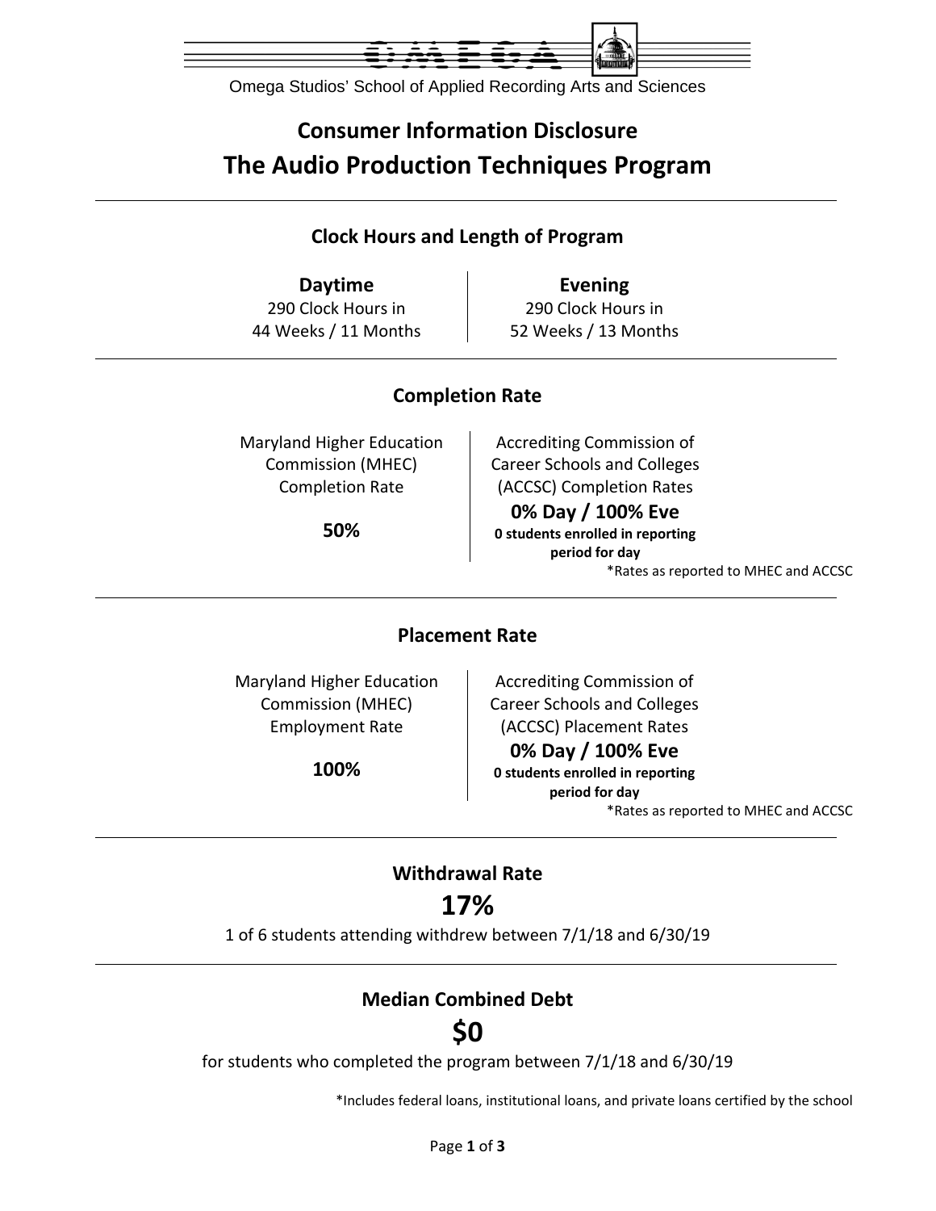Omega Studios' School of Applied Recording Arts and Sciences

# Consumer Information Disclosure

# The Audio Production Techniques Program

## Clock Hours and Length of Program

| Daytime | Evening |
|---|---|
| 290 Clock Hours in 44 Weeks / 11 Months | 290 Clock Hours in 52 Weeks / 13 Months |

## Completion Rate

| Maryland Higher Education Commission (MHEC) Completion Rate | Accrediting Commission of Career Schools and Colleges (ACCSC) Completion Rates |
|---|---|
| **50%** | **0% Day / 100% Eve** **0 students enrolled in reporting period for day** |

*Rates as reported to MHEC and ACCSC

## Placement Rate

| Maryland Higher Education Commission (MHEC) Employment Rate | Accrediting Commission of Career Schools and Colleges (ACCSC) Placement Rates |
|---|---|
| **100%** | **0% Day / 100% Eve** **0 students enrolled in reporting period for day** |

*Rates as reported to MHEC and ACCSC

## Withdrawal Rate

# 17%

1 of 6 students attending withdrew between 7/1/18 and 6/30/19

## Median Combined Debt

# $0

for students who completed the program between 7/1/18 and 6/30/19

*Includes federal loans, institutional loans, and private loans certified by the school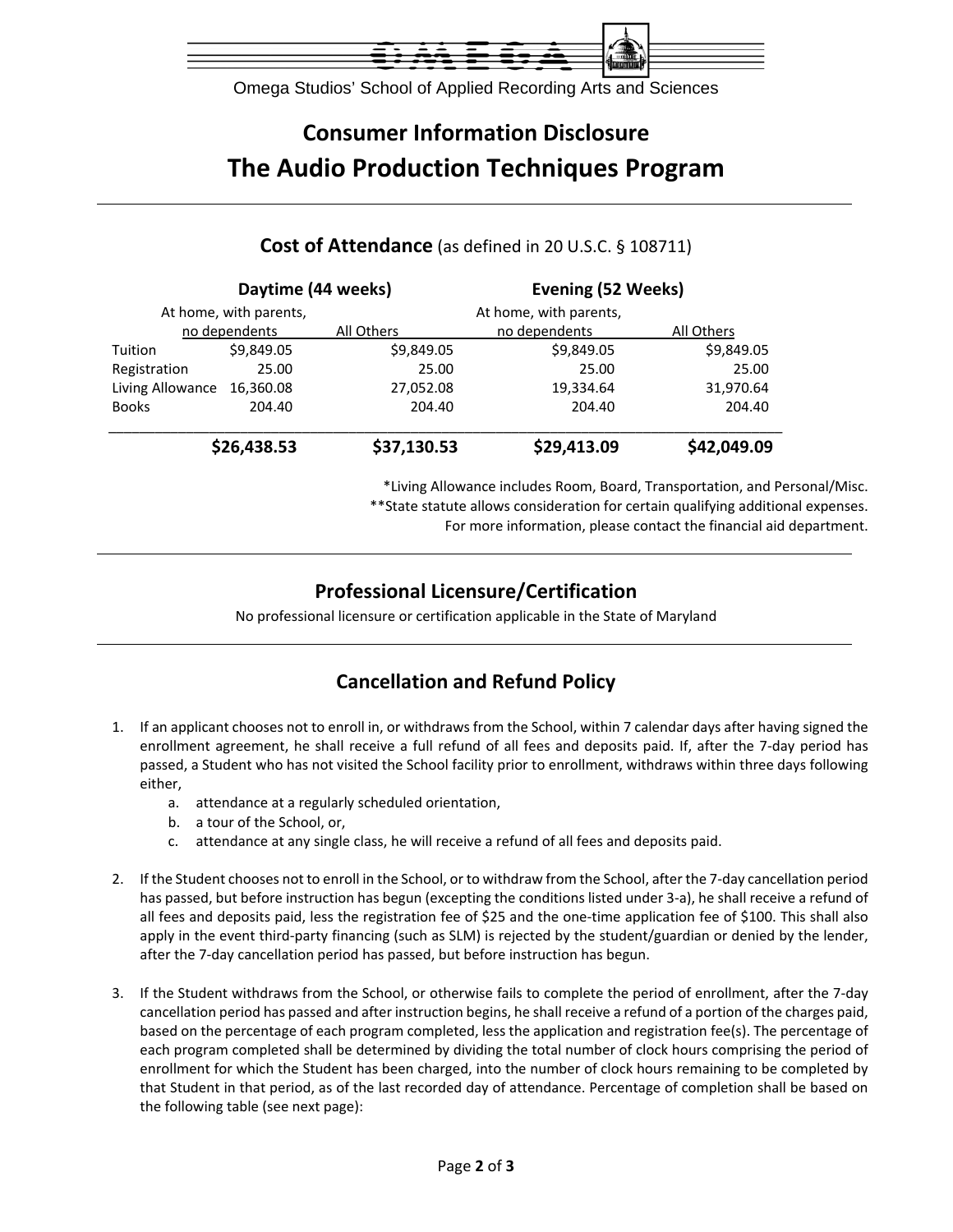Omega Studios' School of Applied Recording Arts and Sciences

# Consumer Information Disclosure
# The Audio Production Techniques Program

## Cost of Attendance (as defined in 20 U.S.C. § 108711)

| | Daytime (44 weeks) | | Evening (52 Weeks) | |
|---|---|---|---|---|
| | At home, with parents, no dependents | All Others | At home, with parents, no dependents | All Others |
| Tuition | $9,849.05 | $9,849.05 | $9,849.05 | $9,849.05 |
| Registration | 25.00 | 25.00 | 25.00 | 25.00 |
| Living Allowance | 16,360.08 | 27,052.08 | 19,334.64 | 31,970.64 |
| Books | 204.40 | 204.40 | 204.40 | 204.40 |
| | **$26,438.53** | **$37,130.53** | **$29,413.09** | **$42,049.09** |

*Living Allowance includes Room, Board, Transportation, and Personal/Misc.
**State statute allows consideration for certain qualifying additional expenses.
For more information, please contact the financial aid department.

## Professional Licensure/Certification

No professional licensure or certification applicable in the State of Maryland

## Cancellation and Refund Policy

1. If an applicant chooses not to enroll in, or withdraws from the School, within 7 calendar days after having signed the enrollment agreement, he shall receive a full refund of all fees and deposits paid. If, after the 7-day period has passed, a Student who has not visited the School facility prior to enrollment, withdraws within three days following either,
   a. attendance at a regularly scheduled orientation,
   b. a tour of the School, or,
   c. attendance at any single class, he will receive a refund of all fees and deposits paid.

2. If the Student chooses not to enroll in the School, or to withdraw from the School, after the 7-day cancellation period has passed, but before instruction has begun (excepting the conditions listed under 3-a), he shall receive a refund of all fees and deposits paid, less the registration fee of $25 and the one-time application fee of $100. This shall also apply in the event third-party financing (such as SLM) is rejected by the student/guardian or denied by the lender, after the 7-day cancellation period has passed, but before instruction has begun.

3. If the Student withdraws from the School, or otherwise fails to complete the period of enrollment, after the 7-day cancellation period has passed and after instruction begins, he shall receive a refund of a portion of the charges paid, based on the percentage of each program completed, less the application and registration fee(s). The percentage of each program completed shall be determined by dividing the total number of clock hours comprising the period of enrollment for which the Student has been charged, into the number of clock hours remaining to be completed by that Student in that period, as of the last recorded day of attendance. Percentage of completion shall be based on the following table (see next page):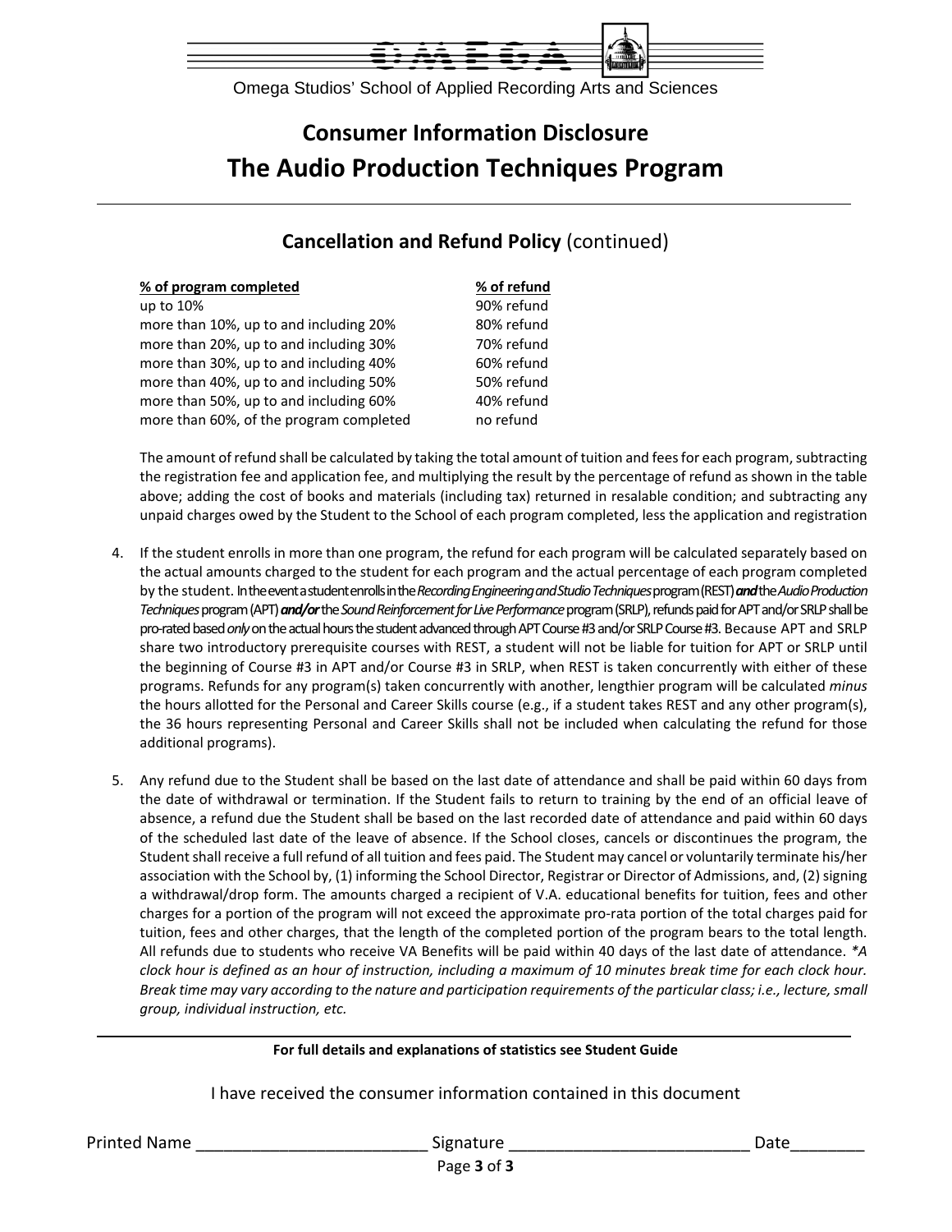Omega Studios' School of Applied Recording Arts and Sciences

# Consumer Information Disclosure
# The Audio Production Techniques Program

## **Cancellation and Refund Policy** (continued)

| % of program completed | % of refund |
| --- | --- |
| up to 10% | 90% refund |
| more than 10%, up to and including 20% | 80% refund |
| more than 20%, up to and including 30% | 70% refund |
| more than 30%, up to and including 40% | 60% refund |
| more than 40%, up to and including 50% | 50% refund |
| more than 50%, up to and including 60% | 40% refund |
| more than 60%, of the program completed | no refund |

The amount of refund shall be calculated by taking the total amount of tuition and fees for each program, subtracting the registration fee and application fee, and multiplying the result by the percentage of refund as shown in the table above; adding the cost of books and materials (including tax) returned in resalable condition; and subtracting any unpaid charges owed by the Student to the School of each program completed, less the application and registration

4. If the student enrolls in more than one program, the refund for each program will be calculated separately based on the actual amounts charged to the student for each program and the actual percentage of each program completed by the student. In the event a student enrolls in the *Recording Engineering and Studio Techniques* program (REST) ***and*** the *Audio Production Techniques* program (APT) ***and/or*** the *Sound Reinforcement for Live Performance* program (SRLP), refunds paid for APT and/or SRLP shall be pro-rated based *only* on the actual hours the student advanced through APT Course #3 and/or SRLP Course #3. Because APT and SRLP share two introductory prerequisite courses with REST, a student will not be liable for tuition for APT or SRLP until the beginning of Course #3 in APT and/or Course #3 in SRLP, when REST is taken concurrently with either of these programs. Refunds for any program(s) taken concurrently with another, lengthier program will be calculated *minus* the hours allotted for the Personal and Career Skills course (e.g., if a student takes REST and any other program(s), the 36 hours representing Personal and Career Skills shall not be included when calculating the refund for those additional programs).

5. Any refund due to the Student shall be based on the last date of attendance and shall be paid within 60 days from the date of withdrawal or termination. If the Student fails to return to training by the end of an official leave of absence, a refund due the Student shall be based on the last recorded date of attendance and paid within 60 days of the scheduled last date of the leave of absence. If the School closes, cancels or discontinues the program, the Student shall receive a full refund of all tuition and fees paid. The Student may cancel or voluntarily terminate his/her association with the School by, (1) informing the School Director, Registrar or Director of Admissions, and, (2) signing a withdrawal/drop form. The amounts charged a recipient of V.A. educational benefits for tuition, fees and other charges for a portion of the program will not exceed the approximate pro-rata portion of the total charges paid for tuition, fees and other charges, that the length of the completed portion of the program bears to the total length. All refunds due to students who receive VA Benefits will be paid within 40 days of the last date of attendance. *\*A clock hour is defined as an hour of instruction, including a maximum of 10 minutes break time for each clock hour. Break time may vary according to the nature and participation requirements of the particular class; i.e., lecture, small group, individual instruction, etc.*

---

**For full details and explanations of statistics see Student Guide**

I have received the consumer information contained in this document

Printed Name _________________________ Signature _________________________ Date________